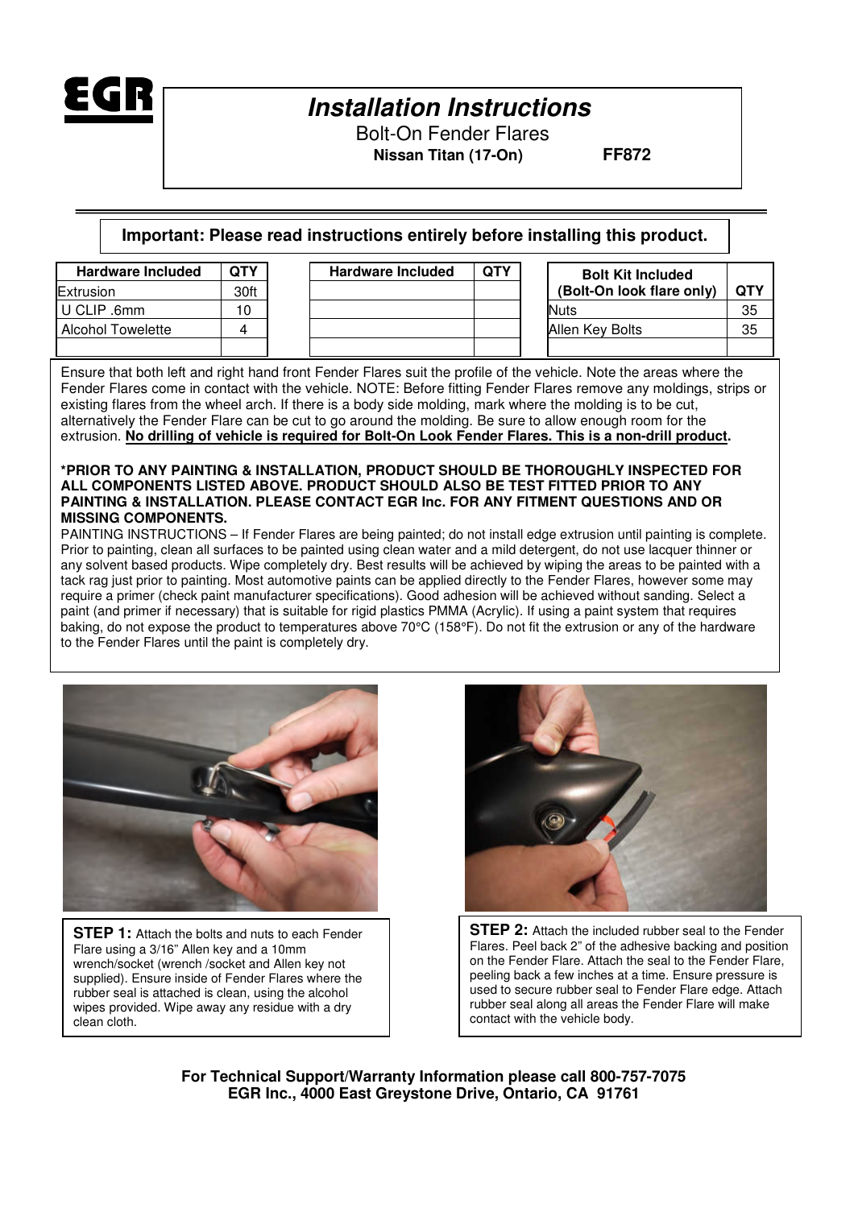EGR

# Installation Instructions

Bolt-On Fender Flares

**Nissan Titan (17-On)** **FF872**

**Important: Please read instructions entirely before installing this product.**

| Hardware Included | QTY |
|---|---|
| Extrusion | 30ft |
| U CLIP .6mm | 10 |
| Alcohol Towelette | 4 |
| | |

| Hardware Included | QTY |
|---|---|
| | |
| | |
| | |
| | |

| Bolt Kit Included (Bolt-On look flare only) | QTY |
|---|---|
| Nuts | 35 |
| Allen Key Bolts | 35 |
| | |

Ensure that both left and right hand front Fender Flares suit the profile of the vehicle. Note the areas where the Fender Flares come in contact with the vehicle. NOTE: Before fitting Fender Flares remove any moldings, strips or existing flares from the wheel arch. If there is a body side molding, mark where the molding is to be cut, alternatively the Fender Flare can be cut to go around the molding. Be sure to allow enough room for the extrusion. **No drilling of vehicle is required for Bolt-On Look Fender Flares. This is a non-drill product.**

**\*PRIOR TO ANY PAINTING & INSTALLATION, PRODUCT SHOULD BE THOROUGHLY INSPECTED FOR ALL COMPONENTS LISTED ABOVE. PRODUCT SHOULD ALSO BE TEST FITTED PRIOR TO ANY PAINTING & INSTALLATION. PLEASE CONTACT EGR Inc. FOR ANY FITMENT QUESTIONS AND OR MISSING COMPONENTS.**

PAINTING INSTRUCTIONS – If Fender Flares are being painted; do not install edge extrusion until painting is complete. Prior to painting, clean all surfaces to be painted using clean water and a mild detergent, do not use lacquer thinner or any solvent based products. Wipe completely dry. Best results will be achieved by wiping the areas to be painted with a tack rag just prior to painting. Most automotive paints can be applied directly to the Fender Flares, however some may require a primer (check paint manufacturer specifications). Good adhesion will be achieved without sanding. Select a paint (and primer if necessary) that is suitable for rigid plastics PMMA (Acrylic). If using a paint system that requires baking, do not expose the product to temperatures above 70°C (158°F). Do not fit the extrusion or any of the hardware to the Fender Flares until the paint is completely dry.

**STEP 1:** Attach the bolts and nuts to each Fender Flare using a 3/16" Allen key and a 10mm wrench/socket (wrench /socket and Allen key not supplied). Ensure inside of Fender Flares where the rubber seal is attached is clean, using the alcohol wipes provided. Wipe away any residue with a dry clean cloth.

**STEP 2:** Attach the included rubber seal to the Fender Flares. Peel back 2" of the adhesive backing and position on the Fender Flare. Attach the seal to the Fender Flare, peeling back a few inches at a time. Ensure pressure is used to secure rubber seal to Fender Flare edge. Attach rubber seal along all areas the Fender Flare will make contact with the vehicle body.

**For Technical Support/Warranty Information please call 800-757-7075**
**EGR Inc., 4000 East Greystone Drive, Ontario, CA 91761**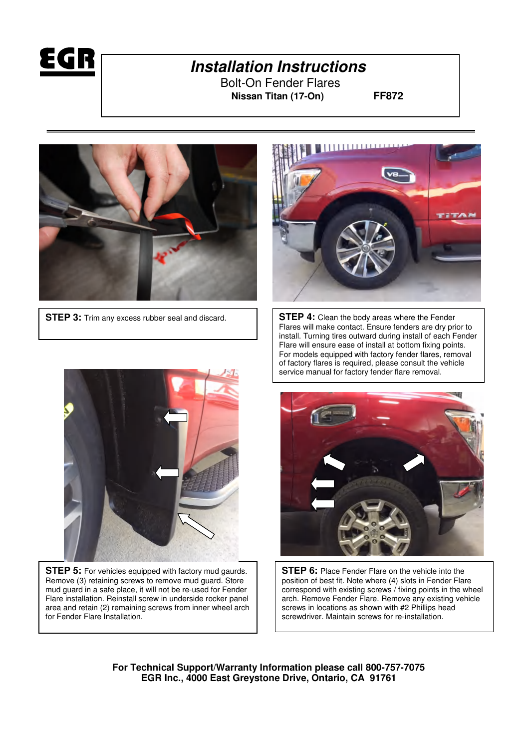# Installation Instructions

## Bolt-On Fender Flares

**Nissan Titan (17-On) FF872**

**STEP 3:** Trim any excess rubber seal and discard.

**STEP 4:** Clean the body areas where the Fender Flares will make contact. Ensure fenders are dry prior to install. Turning tires outward during install of each Fender Flare will ensure ease of install at bottom fixing points. For models equipped with factory fender flares, removal of factory flares is required, please consult the vehicle service manual for factory fender flare removal.

**STEP 5:** For vehicles equipped with factory mud gaurds. Remove (3) retaining screws to remove mud guard. Store mud guard in a safe place, it will not be re-used for Fender Flare installation. Reinstall screw in underside rocker panel area and retain (2) remaining screws from inner wheel arch for Fender Flare Installation.

**STEP 6:** Place Fender Flare on the vehicle into the position of best fit. Note where (4) slots in Fender Flare correspond with existing screws / fixing points in the wheel arch. Remove Fender Flare. Remove any existing vehicle screws in locations as shown with #2 Phillips head screwdriver. Maintain screws for re-installation.

**For Technical Support/Warranty Information please call 800-757-7075**
**EGR Inc., 4000 East Greystone Drive, Ontario, CA 91761**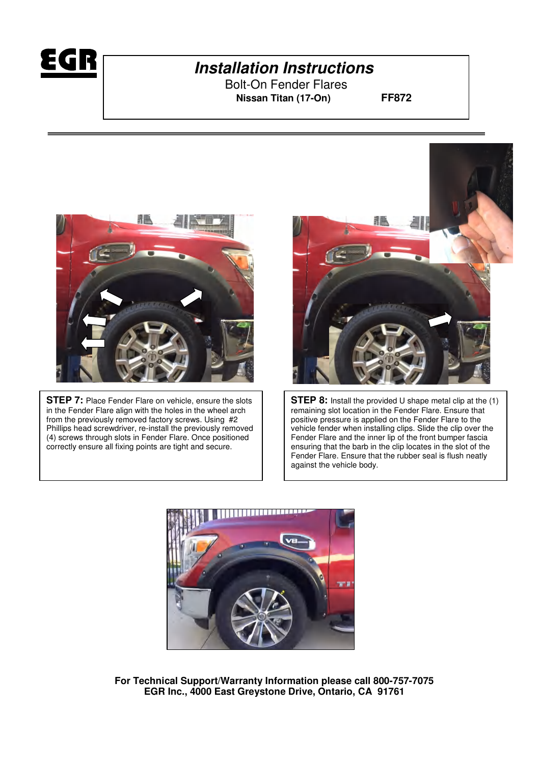# Installation Instructions

Bolt-On Fender Flares

**Nissan Titan (17-On)** **FF872**

**STEP 7:** Place Fender Flare on vehicle, ensure the slots in the Fender Flare align with the holes in the wheel arch from the previously removed factory screws. Using #2 Phillips head screwdriver, re-install the previously removed (4) screws through slots in Fender Flare. Once positioned correctly ensure all fixing points are tight and secure.

**STEP 8:** Install the provided U shape metal clip at the (1) remaining slot location in the Fender Flare. Ensure that positive pressure is applied on the Fender Flare to the vehicle fender when installing clips. Slide the clip over the Fender Flare and the inner lip of the front bumper fascia ensuring that the barb in the clip locates in the slot of the Fender Flare. Ensure that the rubber seal is flush neatly against the vehicle body.

**For Technical Support/Warranty Information please call 800-757-7075**
**EGR Inc., 4000 East Greystone Drive, Ontario, CA 91761**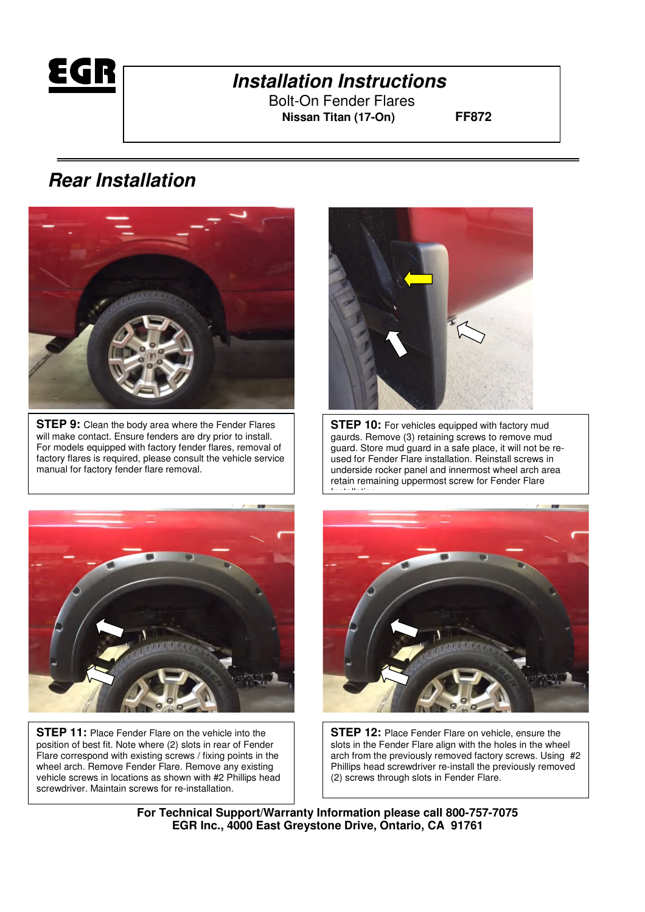**EGR**

# *Installation Instructions*

Bolt-On Fender Flares

**Nissan Titan (17-On)** **FF872**

## *Rear Installation*

**STEP 9:** Clean the body area where the Fender Flares will make contact. Ensure fenders are dry prior to install. For models equipped with factory fender flares, removal of factory flares is required, please consult the vehicle service manual for factory fender flare removal.

**STEP 10:** For vehicles equipped with factory mud gaurds. Remove (3) retaining screws to remove mud guard. Store mud guard in a safe place, it will not be re-used for Fender Flare installation. Reinstall screws in underside rocker panel and innermost wheel arch area retain remaining uppermost screw for Fender Flare Installation.

**STEP 11:** Place Fender Flare on the vehicle into the position of best fit. Note where (2) slots in rear of Fender Flare correspond with existing screws / fixing points in the wheel arch. Remove Fender Flare. Remove any existing vehicle screws in locations as shown with #2 Phillips head screwdriver. Maintain screws for re-installation.

**STEP 12:** Place Fender Flare on vehicle, ensure the slots in the Fender Flare align with the holes in the wheel arch from the previously removed factory screws. Using #2 Phillips head screwdriver re-install the previously removed (2) screws through slots in Fender Flare.

**For Technical Support/Warranty Information please call 800-757-7075**
**EGR Inc., 4000 East Greystone Drive, Ontario, CA 91761**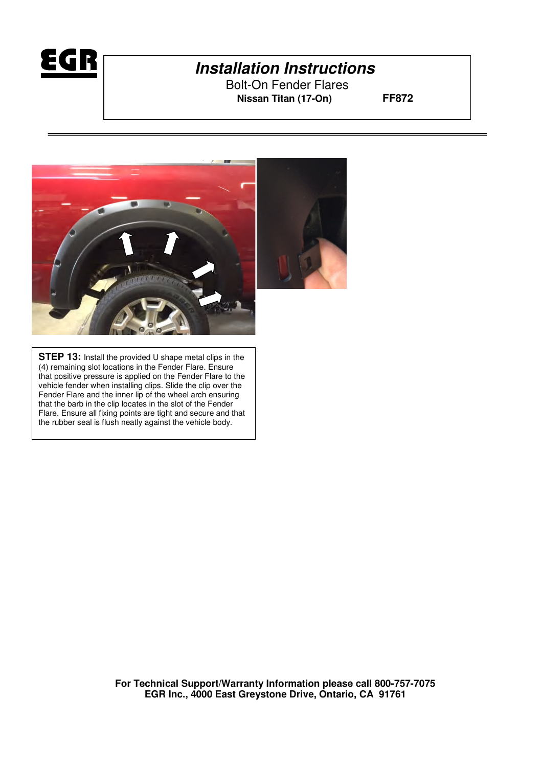# Installation Instructions

Bolt-On Fender Flares

**Nissan Titan (17-On)** **FF872**

**STEP 13:** Install the provided U shape metal clips in the (4) remaining slot locations in the Fender Flare. Ensure that positive pressure is applied on the Fender Flare to the vehicle fender when installing clips. Slide the clip over the Fender Flare and the inner lip of the wheel arch ensuring that the barb in the clip locates in the slot of the Fender Flare. Ensure all fixing points are tight and secure and that the rubber seal is flush neatly against the vehicle body.

**For Technical Support/Warranty Information please call 800-757-7075**
**EGR Inc., 4000 East Greystone Drive, Ontario, CA 91761**